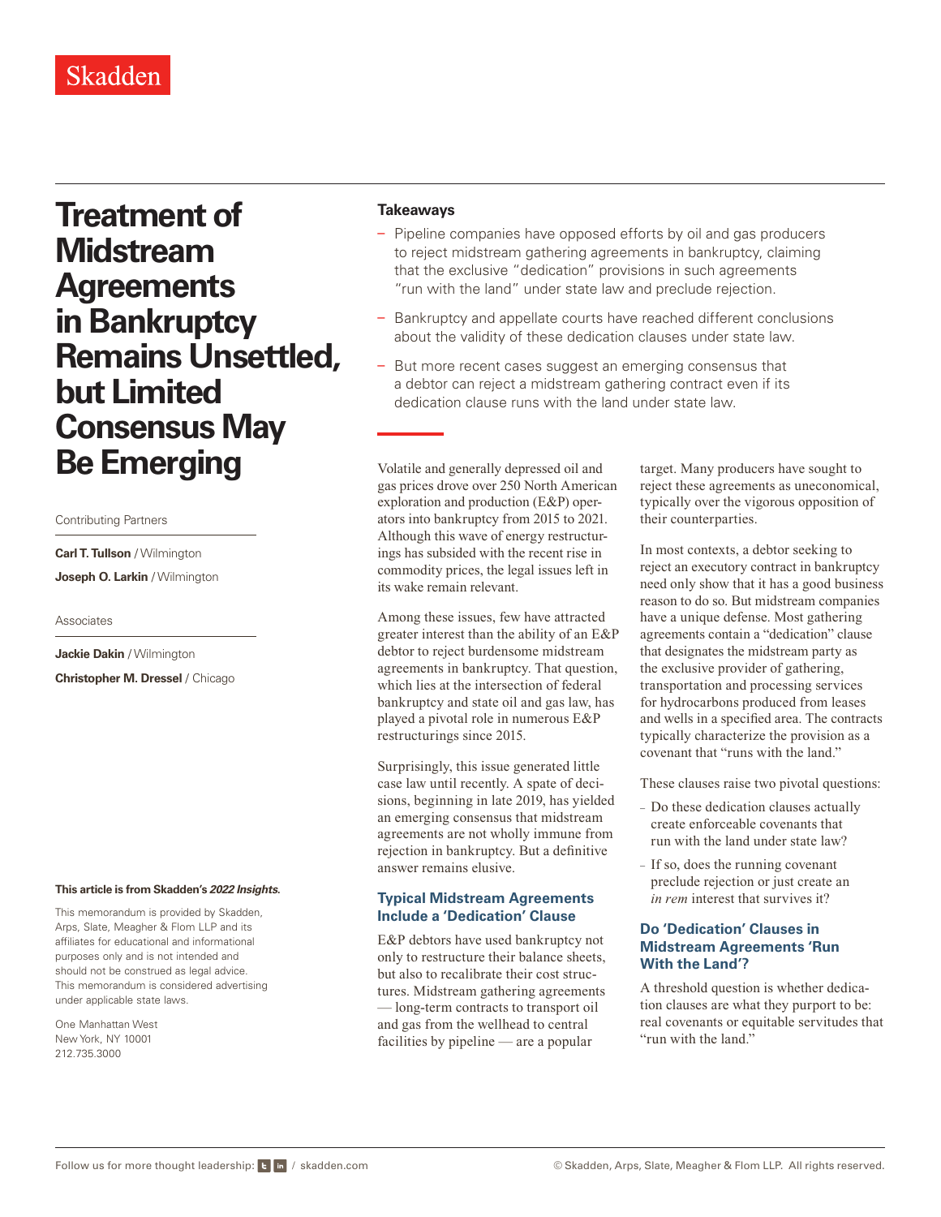Skadden

# Treatment of Midstream Agreements in Bankruptcy Remains Unsettled, but Limited Consensus May Be Emerging

Contributing Partners

**Carl T. Tullson** / Wilmington

**Joseph O. Larkin** / Wilmington

Associates

**Jackie Dakin** / Wilmington

**Christopher M. Dressel** / Chicago

**This article is from Skadden's *2022 Insights*.**

This memorandum is provided by Skadden, Arps, Slate, Meagher & Flom LLP and its affiliates for educational and informational purposes only and is not intended and should not be construed as legal advice. This memorandum is considered advertising under applicable state laws.

One Manhattan West
New York, NY 10001
212.735.3000

**Takeaways**

- Pipeline companies have opposed efforts by oil and gas producers to reject midstream gathering agreements in bankruptcy, claiming that the exclusive "dedication" provisions in such agreements "run with the land" under state law and preclude rejection.
- Bankruptcy and appellate courts have reached different conclusions about the validity of these dedication clauses under state law.
- But more recent cases suggest an emerging consensus that a debtor can reject a midstream gathering contract even if its dedication clause runs with the land under state law.

Volatile and generally depressed oil and gas prices drove over 250 North American exploration and production (E&P) operators into bankruptcy from 2015 to 2021. Although this wave of energy restructurings has subsided with the recent rise in commodity prices, the legal issues left in its wake remain relevant.

Among these issues, few have attracted greater interest than the ability of an E&P debtor to reject burdensome midstream agreements in bankruptcy. That question, which lies at the intersection of federal bankruptcy and state oil and gas law, has played a pivotal role in numerous E&P restructurings since 2015.

Surprisingly, this issue generated little case law until recently. A spate of decisions, beginning in late 2019, has yielded an emerging consensus that midstream agreements are not wholly immune from rejection in bankruptcy. But a definitive answer remains elusive.

## Typical Midstream Agreements Include a 'Dedication' Clause

E&P debtors have used bankruptcy not only to restructure their balance sheets, but also to recalibrate their cost structures. Midstream gathering agreements — long-term contracts to transport oil and gas from the wellhead to central facilities by pipeline — are a popular target. Many producers have sought to reject these agreements as uneconomical, typically over the vigorous opposition of their counterparties.

In most contexts, a debtor seeking to reject an executory contract in bankruptcy need only show that it has a good business reason to do so. But midstream companies have a unique defense. Most gathering agreements contain a "dedication" clause that designates the midstream party as the exclusive provider of gathering, transportation and processing services for hydrocarbons produced from leases and wells in a specified area. The contracts typically characterize the provision as a covenant that "runs with the land."

These clauses raise two pivotal questions:

- Do these dedication clauses actually create enforceable covenants that run with the land under state law?
- If so, does the running covenant preclude rejection or just create an *in rem* interest that survives it?

## Do 'Dedication' Clauses in Midstream Agreements 'Run With the Land'?

A threshold question is whether dedication clauses are what they purport to be: real covenants or equitable servitudes that "run with the land."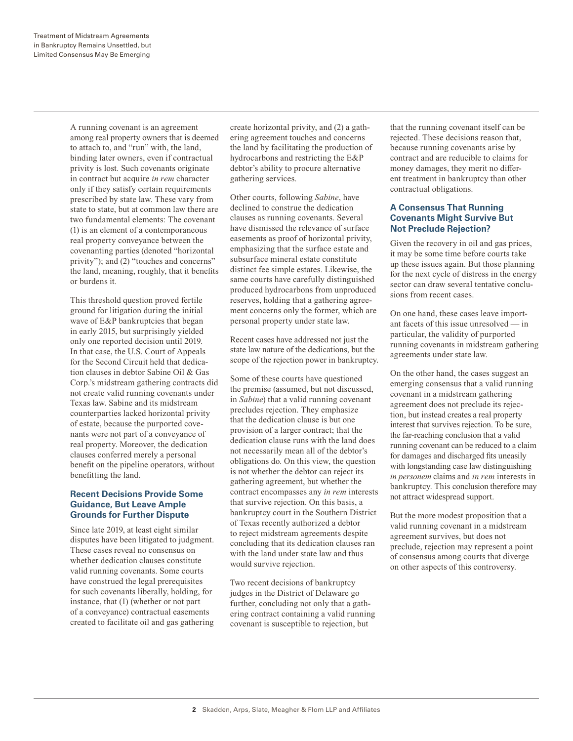A running covenant is an agreement among real property owners that is deemed to attach to, and "run" with, the land, binding later owners, even if contractual privity is lost. Such covenants originate in contract but acquire *in rem* character only if they satisfy certain requirements prescribed by state law. These vary from state to state, but at common law there are two fundamental elements: The covenant (1) is an element of a contemporaneous real property conveyance between the covenanting parties (denoted "horizontal privity"); and (2) "touches and concerns" the land, meaning, roughly, that it benefits or burdens it.

This threshold question proved fertile ground for litigation during the initial wave of E&P bankruptcies that began in early 2015, but surprisingly yielded only one reported decision until 2019. In that case, the U.S. Court of Appeals for the Second Circuit held that dedication clauses in debtor Sabine Oil & Gas Corp.'s midstream gathering contracts did not create valid running covenants under Texas law. Sabine and its midstream counterparties lacked horizontal privity of estate, because the purported covenants were not part of a conveyance of real property. Moreover, the dedication clauses conferred merely a personal benefit on the pipeline operators, without benefitting the land.

## Recent Decisions Provide Some Guidance, But Leave Ample Grounds for Further Dispute

Since late 2019, at least eight similar disputes have been litigated to judgment. These cases reveal no consensus on whether dedication clauses constitute valid running covenants. Some courts have construed the legal prerequisites for such covenants liberally, holding, for instance, that (1) (whether or not part of a conveyance) contractual easements created to facilitate oil and gas gathering create horizontal privity, and (2) a gathering agreement touches and concerns the land by facilitating the production of hydrocarbons and restricting the E&P debtor's ability to procure alternative gathering services.

Other courts, following *Sabine*, have declined to construe the dedication clauses as running covenants. Several have dismissed the relevance of surface easements as proof of horizontal privity, emphasizing that the surface estate and subsurface mineral estate constitute distinct fee simple estates. Likewise, the same courts have carefully distinguished produced hydrocarbons from unproduced reserves, holding that a gathering agreement concerns only the former, which are personal property under state law.

Recent cases have addressed not just the state law nature of the dedications, but the scope of the rejection power in bankruptcy.

Some of these courts have questioned the premise (assumed, but not discussed, in *Sabine*) that a valid running covenant precludes rejection. They emphasize that the dedication clause is but one provision of a larger contract; that the dedication clause runs with the land does not necessarily mean all of the debtor's obligations do. On this view, the question is not whether the debtor can reject its gathering agreement, but whether the contract encompasses any *in rem* interests that survive rejection. On this basis, a bankruptcy court in the Southern District of Texas recently authorized a debtor to reject midstream agreements despite concluding that its dedication clauses ran with the land under state law and thus would survive rejection.

Two recent decisions of bankruptcy judges in the District of Delaware go further, concluding not only that a gathering contract containing a valid running covenant is susceptible to rejection, but that the running covenant itself can be rejected. These decisions reason that, because running covenants arise by contract and are reducible to claims for money damages, they merit no different treatment in bankruptcy than other contractual obligations.

## A Consensus That Running Covenants Might Survive But Not Preclude Rejection?

Given the recovery in oil and gas prices, it may be some time before courts take up these issues again. But those planning for the next cycle of distress in the energy sector can draw several tentative conclusions from recent cases.

On one hand, these cases leave important facets of this issue unresolved — in particular, the validity of purported running covenants in midstream gathering agreements under state law.

On the other hand, the cases suggest an emerging consensus that a valid running covenant in a midstream gathering agreement does not preclude its rejection, but instead creates a real property interest that survives rejection. To be sure, the far-reaching conclusion that a valid running covenant can be reduced to a claim for damages and discharged fits uneasily with longstanding case law distinguishing *in personem* claims and *in rem* interests in bankruptcy. This conclusion therefore may not attract widespread support.

But the more modest proposition that a valid running covenant in a midstream agreement survives, but does not preclude, rejection may represent a point of consensus among courts that diverge on other aspects of this controversy.